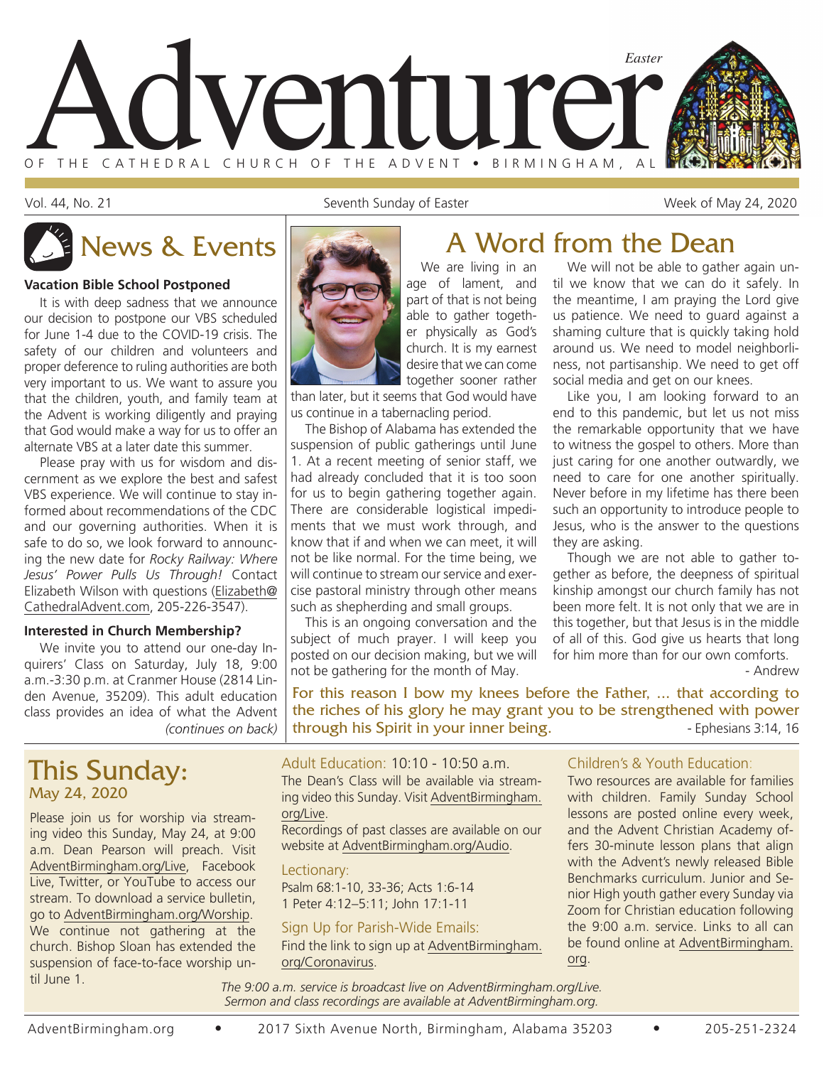# Adventurer

*Easter*

OF THE CATHEDRAL CHURCH OF THE ADVENT • BIRMINGHAM, AL

Vol. 44, No. 21 — Seventh Sunday of Easter — Week of May 24, 2020

## News & Events

**Vacation Bible School Postponed**

It is with deep sadness that we announce our decision to postpone our VBS scheduled for June 1-4 due to the COVID-19 crisis. The safety of our children and volunteers and proper deference to ruling authorities are both very important to us. We want to assure you that the children, youth, and family team at the Advent is working diligently and praying that God would make a way for us to offer an alternate VBS at a later date this summer.

Please pray with us for wisdom and discernment as we explore the best and safest VBS experience. We will continue to stay informed about recommendations of the CDC and our governing authorities. When it is safe to do so, we look forward to announcing the new date for *Rocky Railway: Where Jesus' Power Pulls Us Through!* Contact Elizabeth Wilson with questions (Elizabeth@CathedralAdvent.com, 205-226-3547).

**Interested in Church Membership?**

We invite you to attend our one-day Inquirers' Class on Saturday, July 18, 9:00 a.m.-3:30 p.m. at Cranmer House (2814 Linden Avenue, 35209). This adult education class provides an idea of what the Advent *(continues on back)*

## A Word from the Dean

We are living in an age of lament, and part of that is not being able to gather together physically as God's church. It is my earnest desire that we can come together sooner rather than later, but it seems that God would have us continue in a tabernacling period.

The Bishop of Alabama has extended the suspension of public gatherings until June 1. At a recent meeting of senior staff, we had already concluded that it is too soon for us to begin gathering together again. There are considerable logistical impediments that we must work through, and know that if and when we can meet, it will not be like normal. For the time being, we will continue to stream our service and exercise pastoral ministry through other means such as shepherding and small groups.

This is an ongoing conversation and the subject of much prayer. I will keep you posted on our decision making, but we will not be gathering for the month of May.

We will not be able to gather again until we know that we can do it safely. In the meantime, I am praying the Lord give us patience. We need to guard against a shaming culture that is quickly taking hold around us. We need to model neighborliness, not partisanship. We need to get off social media and get on our knees.

Like you, I am looking forward to an end to this pandemic, but let us not miss the remarkable opportunity that we have to witness the gospel to others. More than just caring for one another outwardly, we need to care for one another spiritually. Never before in my lifetime has there been such an opportunity to introduce people to Jesus, who is the answer to the questions they are asking.

Though we are not able to gather together as before, the deepness of spiritual kinship amongst our church family has not been more felt. It is not only that we are in this together, but that Jesus is in the middle of all of this. God give us hearts that long for him more than for our own comforts.

\- Andrew

**For this reason I bow my knees before the Father, ... that according to the riches of his glory he may grant you to be strengthened with power through his Spirit in your inner being.** - Ephesians 3:14, 16

## This Sunday:
### May 24, 2020

Please join us for worship via streaming video this Sunday, May 24, at 9:00 a.m. Dean Pearson will preach. Visit AdventBirmingham.org/Live, Facebook Live, Twitter, or YouTube to access our stream. To download a service bulletin, go to AdventBirmingham.org/Worship. We continue not gathering at the church. Bishop Sloan has extended the suspension of face-to-face worship until June 1.

**Adult Education:** 10:10 - 10:50 a.m.

The Dean's Class will be available via streaming video this Sunday. Visit AdventBirmingham.org/Live.

Recordings of past classes are available on our website at AdventBirmingham.org/Audio.

**Lectionary:**

Psalm 68:1-10, 33-36; Acts 1:6-14
1 Peter 4:12–5:11; John 17:1-11

**Sign Up for Parish-Wide Emails:**

Find the link to sign up at AdventBirmingham.org/Coronavirus.

**Children's & Youth Education:**

Two resources are available for families with children. Family Sunday School lessons are posted online every week, and the Advent Christian Academy offers 30-minute lesson plans that align with the Advent's newly released Bible Benchmarks curriculum. Junior and Senior High youth gather every Sunday via Zoom for Christian education following the 9:00 a.m. service. Links to all can be found online at AdventBirmingham.org.

*The 9:00 a.m. service is broadcast live on AdventBirmingham.org/Live. Sermon and class recordings are available at AdventBirmingham.org.*

AdventBirmingham.org • 2017 Sixth Avenue North, Birmingham, Alabama 35203 • 205-251-2324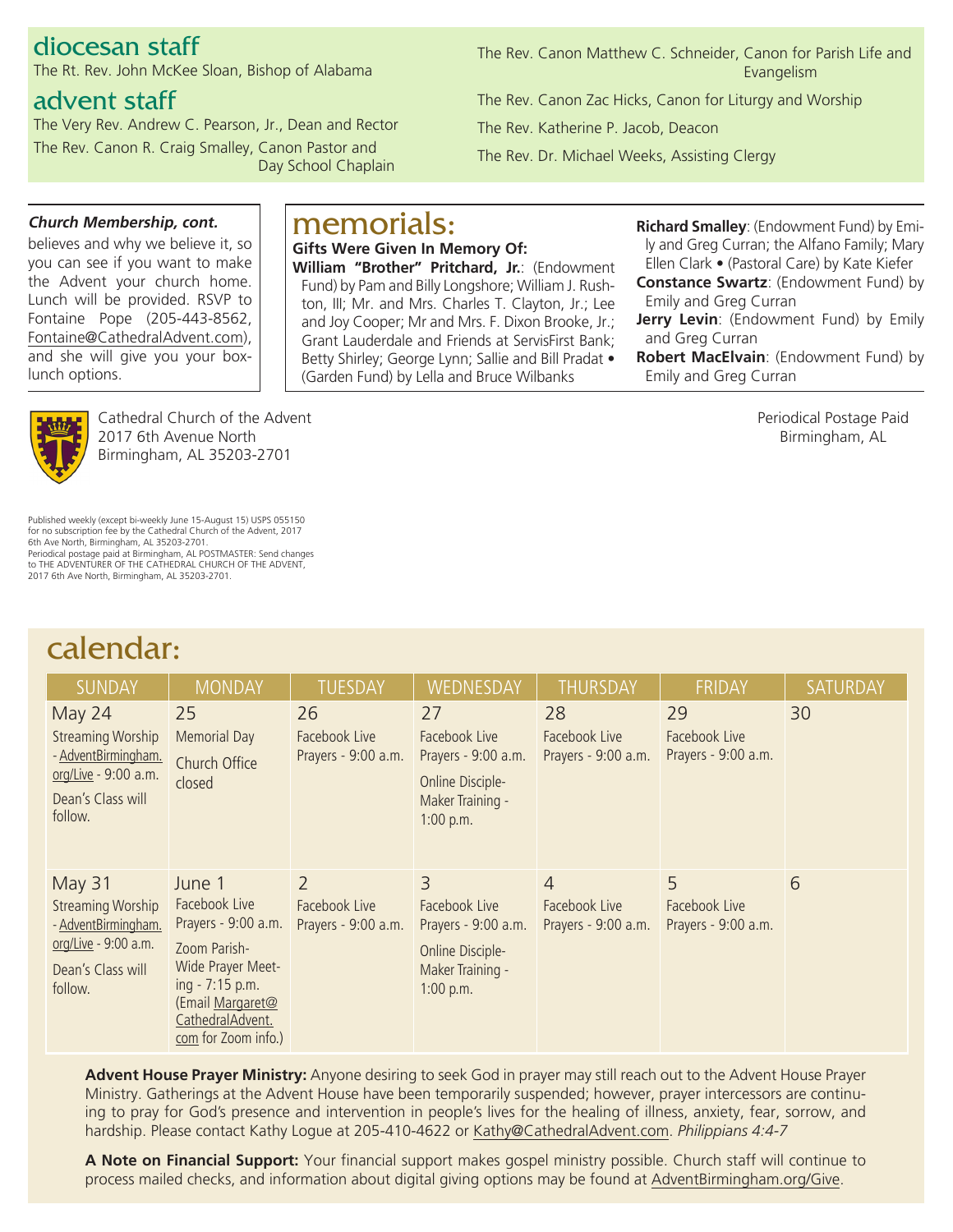## diocesan staff

The Rt. Rev. John McKee Sloan, Bishop of Alabama

## advent staff

The Very Rev. Andrew C. Pearson, Jr., Dean and Rector

The Rev. Canon R. Craig Smalley, Canon Pastor and Day School Chaplain

The Rev. Canon Matthew C. Schneider, Canon for Parish Life and Evangelism

The Rev. Canon Zac Hicks, Canon for Liturgy and Worship

The Rev. Katherine P. Jacob, Deacon

The Rev. Dr. Michael Weeks, Assisting Clergy

***Church Membership, cont.***

believes and why we believe it, so you can see if you want to make the Advent your church home. Lunch will be provided. RSVP to Fontaine Pope (205-443-8562, Fontaine@CathedralAdvent.com), and she will give you your box-lunch options.

## memorials:

**Gifts Were Given In Memory Of:**

**William "Brother" Pritchard, Jr.**: (Endowment Fund) by Pam and Billy Longshore; William J. Rushton, III; Mr. and Mrs. Charles T. Clayton, Jr.; Lee and Joy Cooper; Mr and Mrs. F. Dixon Brooke, Jr.; Grant Lauderdale and Friends at ServisFirst Bank; Betty Shirley; George Lynn; Sallie and Bill Pradat • (Garden Fund) by Lella and Bruce Wilbanks

**Richard Smalley**: (Endowment Fund) by Emily and Greg Curran; the Alfano Family; Mary Ellen Clark • (Pastoral Care) by Kate Kiefer

**Constance Swartz**: (Endowment Fund) by Emily and Greg Curran

**Jerry Levin**: (Endowment Fund) by Emily and Greg Curran

**Robert MacElvain**: (Endowment Fund) by Emily and Greg Curran

Cathedral Church of the Advent
2017 6th Avenue North
Birmingham, AL 35203-2701

Periodical Postage Paid
Birmingham, AL

Published weekly (except bi-weekly June 15-August 15) USPS 055150 for no subscription fee by the Cathedral Church of the Advent, 2017 6th Ave North, Birmingham, AL 35203-2701.
Periodical postage paid at Birmingham, AL POSTMASTER: Send changes to THE ADVENTURER OF THE CATHEDRAL CHURCH OF THE ADVENT, 2017 6th Ave North, Birmingham, AL 35203-2701.

## calendar:

| SUNDAY | MONDAY | TUESDAY | WEDNESDAY | THURSDAY | FRIDAY | SATURDAY |
|---|---|---|---|---|---|---|
| May 24<br>Streaming Worship - AdventBirmingham.org/Live - 9:00 a.m.<br>Dean's Class will follow. | 25<br>Memorial Day<br>Church Office closed | 26<br>Facebook Live Prayers - 9:00 a.m. | 27<br>Facebook Live Prayers - 9:00 a.m.<br>Online Disciple-Maker Training - 1:00 p.m. | 28<br>Facebook Live Prayers - 9:00 a.m. | 29<br>Facebook Live Prayers - 9:00 a.m. | 30 |
| May 31<br>Streaming Worship - AdventBirmingham.org/Live - 9:00 a.m.<br>Dean's Class will follow. | June 1<br>Facebook Live Prayers - 9:00 a.m.<br>Zoom Parish-Wide Prayer Meeting - 7:15 p.m. (Email Margaret@CathedralAdvent.com for Zoom info.) | 2<br>Facebook Live Prayers - 9:00 a.m. | 3<br>Facebook Live Prayers - 9:00 a.m.<br>Online Disciple-Maker Training - 1:00 p.m. | 4<br>Facebook Live Prayers - 9:00 a.m. | 5<br>Facebook Live Prayers - 9:00 a.m. | 6 |

**Advent House Prayer Ministry:** Anyone desiring to seek God in prayer may still reach out to the Advent House Prayer Ministry. Gatherings at the Advent House have been temporarily suspended; however, prayer intercessors are continuing to pray for God's presence and intervention in people's lives for the healing of illness, anxiety, fear, sorrow, and hardship. Please contact Kathy Logue at 205-410-4622 or Kathy@CathedralAdvent.com. *Philippians 4:4-7*

**A Note on Financial Support:** Your financial support makes gospel ministry possible. Church staff will continue to process mailed checks, and information about digital giving options may be found at AdventBirmingham.org/Give.